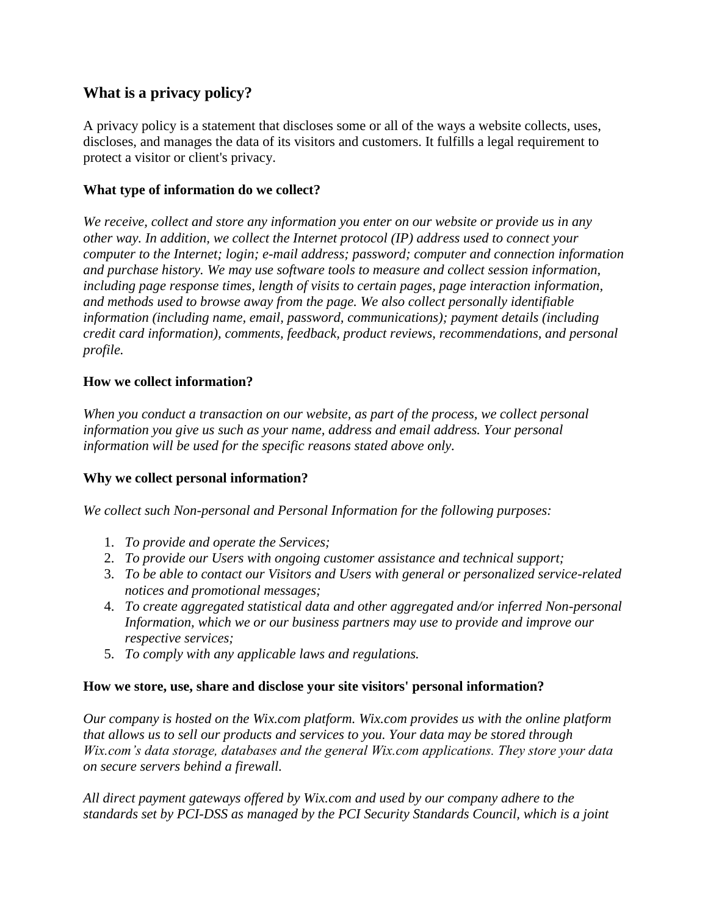## What is a privacy policy?

A privacy policy is a statement that discloses some or all of the ways a website collects, uses, discloses, and manages the data of its visitors and customers. It fulfills a legal requirement to protect a visitor or client's privacy.

**What type of information do we collect?**

*We receive, collect and store any information you enter on our website or provide us in any other way. In addition, we collect the Internet protocol (IP) address used to connect your computer to the Internet; login; e-mail address; password; computer and connection information and purchase history. We may use software tools to measure and collect session information, including page response times, length of visits to certain pages, page interaction information, and methods used to browse away from the page. We also collect personally identifiable information (including name, email, password, communications); payment details (including credit card information), comments, feedback, product reviews, recommendations, and personal profile.*

**How we collect information?**

*When you conduct a transaction on our website, as part of the process, we collect personal information you give us such as your name, address and email address. Your personal information will be used for the specific reasons stated above only.*

**Why we collect personal information?**

*We collect such Non-personal and Personal Information for the following purposes:*

1. *To provide and operate the Services;*
2. *To provide our Users with ongoing customer assistance and technical support;*
3. *To be able to contact our Visitors and Users with general or personalized service-related notices and promotional messages;*
4. *To create aggregated statistical data and other aggregated and/or inferred Non-personal Information, which we or our business partners may use to provide and improve our respective services;*
5. *To comply with any applicable laws and regulations.*

**How we store, use, share and disclose your site visitors' personal information?**

*Our company is hosted on the Wix.com platform. Wix.com provides us with the online platform that allows us to sell our products and services to you. Your data may be stored through Wix.com's data storage, databases and the general Wix.com applications. They store your data on secure servers behind a firewall.*

*All direct payment gateways offered by Wix.com and used by our company adhere to the standards set by PCI-DSS as managed by the PCI Security Standards Council, which is a joint*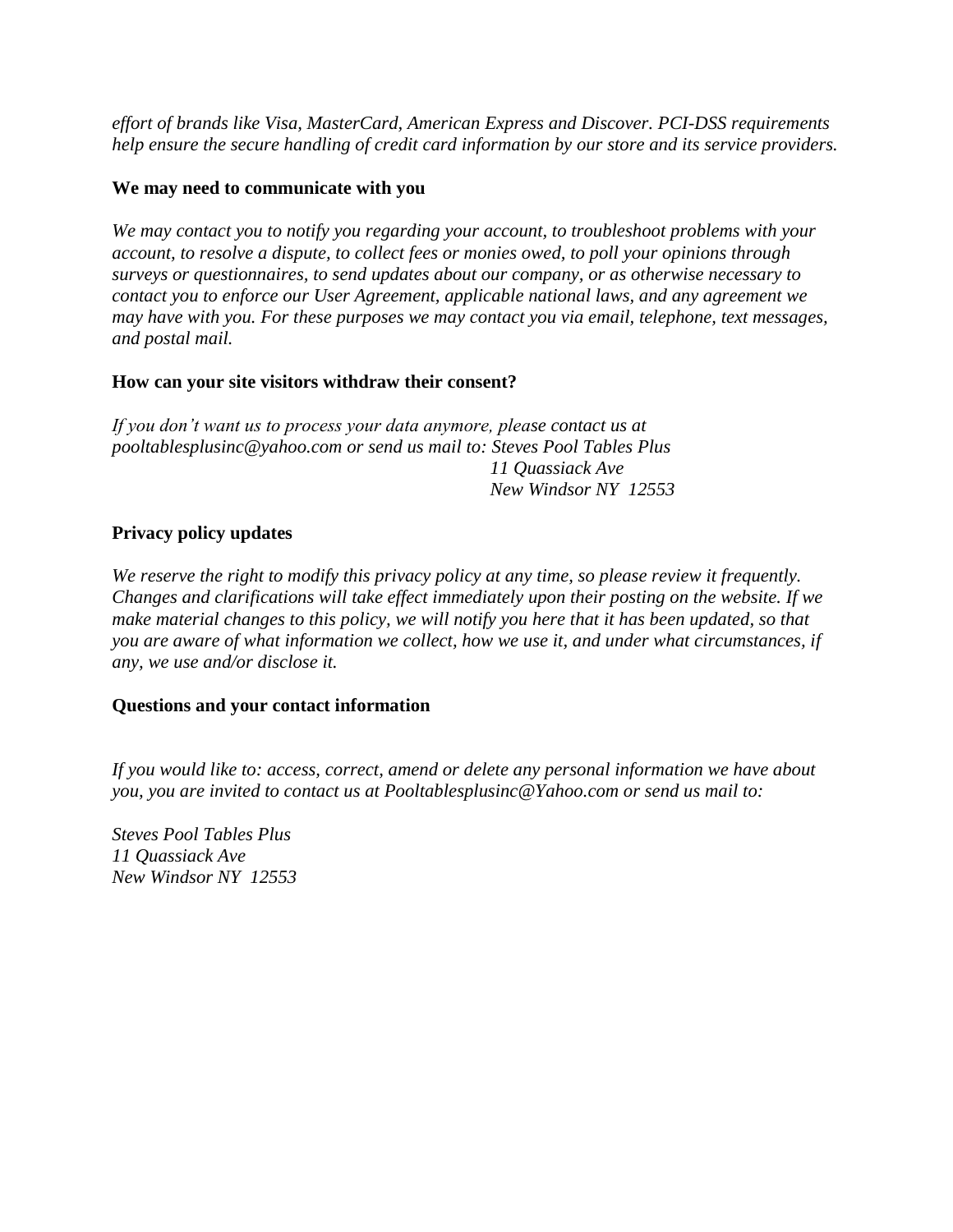*effort of brands like Visa, MasterCard, American Express and Discover. PCI-DSS requirements help ensure the secure handling of credit card information by our store and its service providers.*

**We may need to communicate with you**

*We may contact you to notify you regarding your account, to troubleshoot problems with your account, to resolve a dispute, to collect fees or monies owed, to poll your opinions through surveys or questionnaires, to send updates about our company, or as otherwise necessary to contact you to enforce our User Agreement, applicable national laws, and any agreement we may have with you. For these purposes we may contact you via email, telephone, text messages, and postal mail.*

**How can your site visitors withdraw their consent?**

*If you don't want us to process your data anymore, please contact us at pooltablesplusinc@yahoo.com or send us mail to: Steves Pool Tables Plus*
*11 Quassiack Ave*
*New Windsor NY 12553*

**Privacy policy updates**

*We reserve the right to modify this privacy policy at any time, so please review it frequently. Changes and clarifications will take effect immediately upon their posting on the website. If we make material changes to this policy, we will notify you here that it has been updated, so that you are aware of what information we collect, how we use it, and under what circumstances, if any, we use and/or disclose it.*

**Questions and your contact information**

*If you would like to: access, correct, amend or delete any personal information we have about you, you are invited to contact us at Pooltablesplusinc@Yahoo.com or send us mail to:*

*Steves Pool Tables Plus*
*11 Quassiack Ave*
*New Windsor NY 12553*